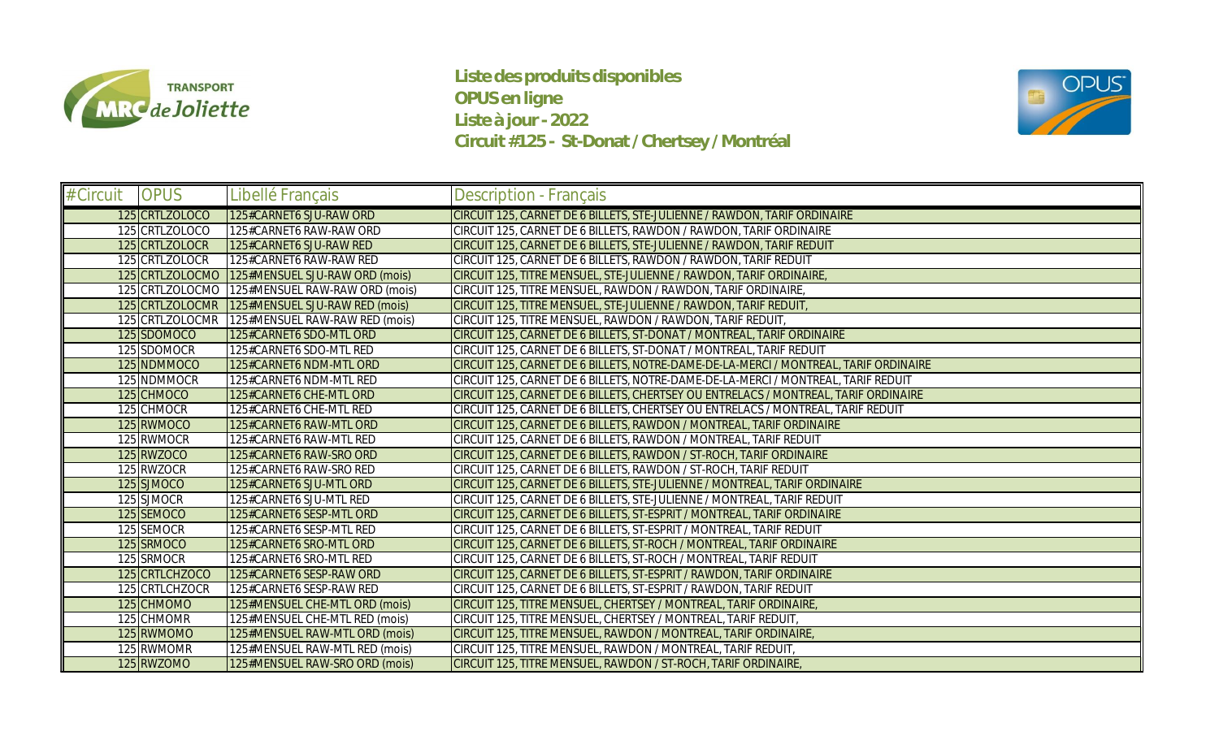**Liste des produits disponibles**
**OPUS en ligne**
**Liste à jour - 2022**
**Circuit #125 - St-Donat / Chertsey / Montréal**

| #Circuit | OPUS | Libellé Français | Description - Français |
|---|---|---|---|
| 125 | CRTLZOLOCO | 125#CARNET6 SJU-RAW ORD | CIRCUIT 125, CARNET DE 6 BILLETS, STE-JULIENNE / RAWDON, TARIF ORDINAIRE |
| 125 | CRTLZOLOCO | 125#CARNET6 RAW-RAW ORD | CIRCUIT 125, CARNET DE 6 BILLETS, RAWDON / RAWDON, TARIF ORDINAIRE |
| 125 | CRTLZOLOCR | 125#CARNET6 SJU-RAW RED | CIRCUIT 125, CARNET DE 6 BILLETS, STE-JULIENNE / RAWDON, TARIF REDUIT |
| 125 | CRTLZOLOCR | 125#CARNET6 RAW-RAW RED | CIRCUIT 125, CARNET DE 6 BILLETS, RAWDON / RAWDON, TARIF REDUIT |
| 125 | CRTLZOLOCMO | 125#MENSUEL SJU-RAW ORD (mois) | CIRCUIT 125, TITRE MENSUEL, STE-JULIENNE / RAWDON, TARIF ORDINAIRE, |
| 125 | CRTLZOLOCMO | 125#MENSUEL RAW-RAW ORD (mois) | CIRCUIT 125, TITRE MENSUEL, RAWDON / RAWDON, TARIF ORDINAIRE, |
| 125 | CRTLZOLOCMR | 125#MENSUEL SJU-RAW RED (mois) | CIRCUIT 125, TITRE MENSUEL, STE-JULIENNE / RAWDON, TARIF REDUIT, |
| 125 | CRTLZOLOCMR | 125#MENSUEL RAW-RAW RED (mois) | CIRCUIT 125, TITRE MENSUEL, RAWDON / RAWDON, TARIF REDUIT, |
| 125 | SDOMOCO | 125#CARNET6 SDO-MTL ORD | CIRCUIT 125, CARNET DE 6 BILLETS, ST-DONAT / MONTREAL, TARIF ORDINAIRE |
| 125 | SDOMOCR | 125#CARNET6 SDO-MTL RED | CIRCUIT 125, CARNET DE 6 BILLETS, ST-DONAT / MONTREAL, TARIF REDUIT |
| 125 | NDMMOCO | 125#CARNET6 NDM-MTL ORD | CIRCUIT 125, CARNET DE 6 BILLETS, NOTRE-DAME-DE-LA-MERCI / MONTREAL, TARIF ORDINAIRE |
| 125 | NDMMOCR | 125#CARNET6 NDM-MTL RED | CIRCUIT 125, CARNET DE 6 BILLETS, NOTRE-DAME-DE-LA-MERCI / MONTREAL, TARIF REDUIT |
| 125 | CHMOCO | 125#CARNET6 CHE-MTL ORD | CIRCUIT 125, CARNET DE 6 BILLETS, CHERTSEY OU ENTRELACS / MONTREAL, TARIF ORDINAIRE |
| 125 | CHMOCR | 125#CARNET6 CHE-MTL RED | CIRCUIT 125, CARNET DE 6 BILLETS, CHERTSEY OU ENTRELACS / MONTREAL, TARIF REDUIT |
| 125 | RWMOCO | 125#CARNET6 RAW-MTL ORD | CIRCUIT 125, CARNET DE 6 BILLETS, RAWDON / MONTREAL, TARIF ORDINAIRE |
| 125 | RWMOCR | 125#CARNET6 RAW-MTL RED | CIRCUIT 125, CARNET DE 6 BILLETS, RAWDON / MONTREAL, TARIF REDUIT |
| 125 | RWZOCO | 125#CARNET6 RAW-SRO ORD | CIRCUIT 125, CARNET DE 6 BILLETS, RAWDON / ST-ROCH, TARIF ORDINAIRE |
| 125 | RWZOCR | 125#CARNET6 RAW-SRO RED | CIRCUIT 125, CARNET DE 6 BILLETS, RAWDON / ST-ROCH, TARIF REDUIT |
| 125 | SJMOCO | 125#CARNET6 SJU-MTL ORD | CIRCUIT 125, CARNET DE 6 BILLETS, STE-JULIENNE / MONTREAL, TARIF ORDINAIRE |
| 125 | SJMOCR | 125#CARNET6 SJU-MTL RED | CIRCUIT 125, CARNET DE 6 BILLETS, STE-JULIENNE / MONTREAL, TARIF REDUIT |
| 125 | SEMOCO | 125#CARNET6 SESP-MTL ORD | CIRCUIT 125, CARNET DE 6 BILLETS, ST-ESPRIT / MONTREAL, TARIF ORDINAIRE |
| 125 | SEMOCR | 125#CARNET6 SESP-MTL RED | CIRCUIT 125, CARNET DE 6 BILLETS, ST-ESPRIT / MONTREAL, TARIF REDUIT |
| 125 | SRMOCO | 125#CARNET6 SRO-MTL ORD | CIRCUIT 125, CARNET DE 6 BILLETS, ST-ROCH / MONTREAL, TARIF ORDINAIRE |
| 125 | SRMOCR | 125#CARNET6 SRO-MTL RED | CIRCUIT 125, CARNET DE 6 BILLETS, ST-ROCH / MONTREAL, TARIF REDUIT |
| 125 | CRTLCHZOCO | 125#CARNET6 SESP-RAW ORD | CIRCUIT 125, CARNET DE 6 BILLETS, ST-ESPRIT / RAWDON, TARIF ORDINAIRE |
| 125 | CRTLCHZOCR | 125#CARNET6 SESP-RAW RED | CIRCUIT 125, CARNET DE 6 BILLETS, ST-ESPRIT / RAWDON, TARIF REDUIT |
| 125 | CHMOMO | 125#MENSUEL CHE-MTL ORD (mois) | CIRCUIT 125, TITRE MENSUEL, CHERTSEY / MONTREAL, TARIF ORDINAIRE, |
| 125 | CHMOMR | 125#MENSUEL CHE-MTL RED (mois) | CIRCUIT 125, TITRE MENSUEL, CHERTSEY / MONTREAL, TARIF REDUIT, |
| 125 | RWMOMO | 125#MENSUEL RAW-MTL ORD (mois) | CIRCUIT 125, TITRE MENSUEL, RAWDON / MONTREAL, TARIF ORDINAIRE, |
| 125 | RWMOMR | 125#MENSUEL RAW-MTL RED (mois) | CIRCUIT 125, TITRE MENSUEL, RAWDON / MONTREAL, TARIF REDUIT, |
| 125 | RWZOMO | 125#MENSUEL RAW-SRO ORD (mois) | CIRCUIT 125, TITRE MENSUEL, RAWDON / ST-ROCH, TARIF ORDINAIRE, |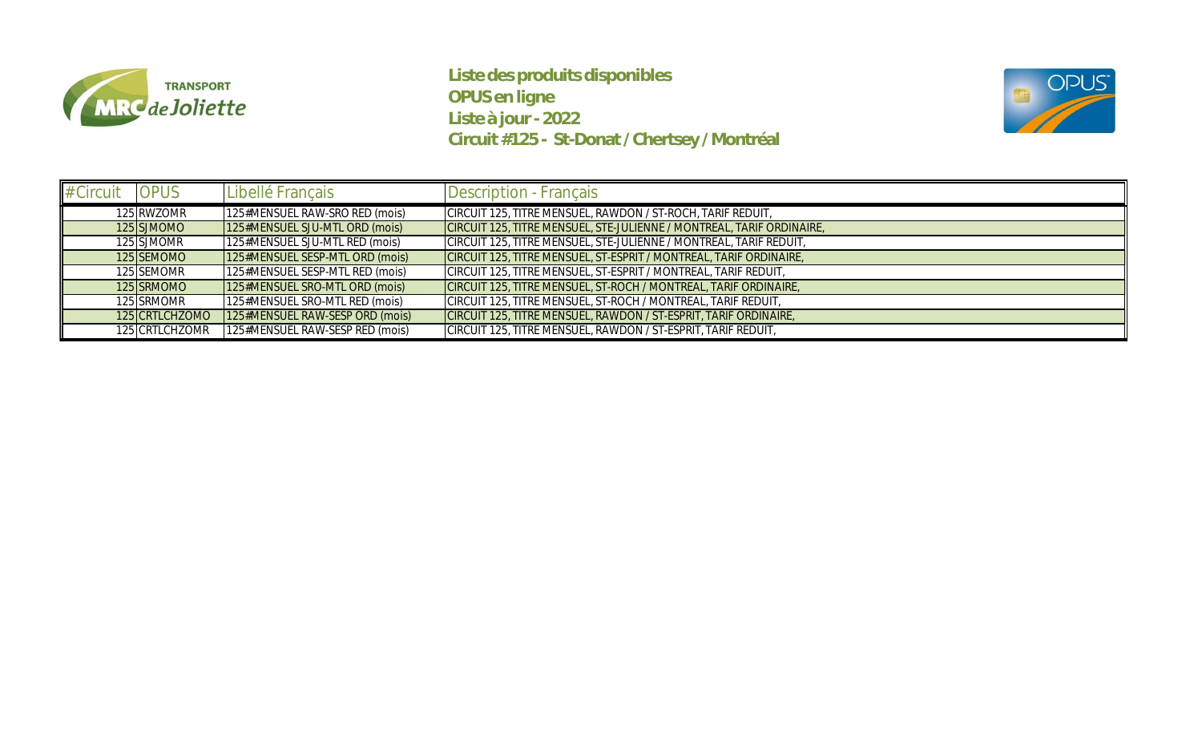TRANSPORT MRC de Joliette

**Liste des produits disponibles**
**OPUS en ligne**
**Liste à jour - 2022**
**Circuit #125 - St-Donat / Chertsey / Montréal**

| #Circuit | OPUS | Libellé Français | Description - Français |
|---|---|---|---|
| 125 | RWZOMR | 125#MENSUEL RAW-SRO RED (mois) | CIRCUIT 125, TITRE MENSUEL, RAWDON / ST-ROCH, TARIF REDUIT, |
| 125 | SJMOMO | 125#MENSUEL SJU-MTL ORD (mois) | CIRCUIT 125, TITRE MENSUEL, STE-JULIENNE / MONTREAL, TARIF ORDINAIRE, |
| 125 | SJMOMR | 125#MENSUEL SJU-MTL RED (mois) | CIRCUIT 125, TITRE MENSUEL, STE-JULIENNE / MONTREAL, TARIF REDUIT, |
| 125 | SEMOMO | 125#MENSUEL SESP-MTL ORD (mois) | CIRCUIT 125, TITRE MENSUEL, ST-ESPRIT / MONTREAL, TARIF ORDINAIRE, |
| 125 | SEMOMR | 125#MENSUEL SESP-MTL RED (mois) | CIRCUIT 125, TITRE MENSUEL, ST-ESPRIT / MONTREAL, TARIF REDUIT, |
| 125 | SRMOMO | 125#MENSUEL SRO-MTL ORD (mois) | CIRCUIT 125, TITRE MENSUEL, ST-ROCH / MONTREAL, TARIF ORDINAIRE, |
| 125 | SRMOMR | 125#MENSUEL SRO-MTL RED (mois) | CIRCUIT 125, TITRE MENSUEL, ST-ROCH / MONTREAL, TARIF REDUIT, |
| 125 | CRTLCHZOMO | 125#MENSUEL RAW-SESP ORD (mois) | CIRCUIT 125, TITRE MENSUEL, RAWDON / ST-ESPRIT, TARIF ORDINAIRE, |
| 125 | CRTLCHZOMR | 125#MENSUEL RAW-SESP RED (mois) | CIRCUIT 125, TITRE MENSUEL, RAWDON / ST-ESPRIT, TARIF REDUIT, |